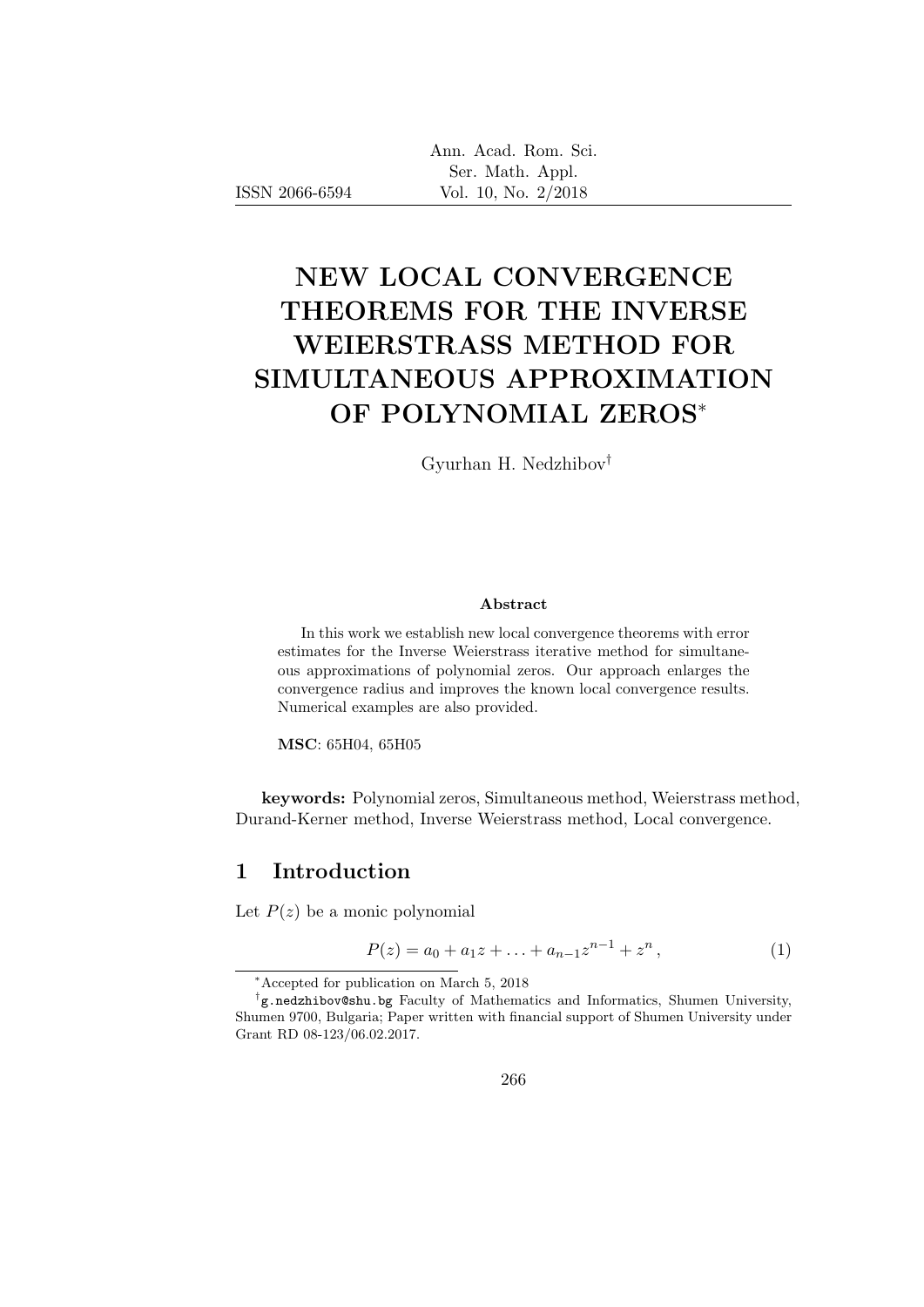# NEW LOCAL CONVERGENCE THEOREMS FOR THE INVERSE WEIERSTRASS METHOD FOR SIMULTANEOUS APPROXIMATION OF POLYNOMIAL ZEROS*

Gyurhan H. Nedzhibov†

### Abstract

In this work we establish new local convergence theorems with error estimates for the Inverse Weierstrass iterative method for simultaneous approximations of polynomial zeros. Our approach enlarges the convergence radius and improves the known local convergence results. Numerical examples are also provided.

**MSC**: 65H04, 65H05

**keywords:** Polynomial zeros, Simultaneous method, Weierstrass method, Durand-Kerner method, Inverse Weierstrass method, Local convergence.

## 1 Introduction

Let $P(z)$ be a monic polynomial

$$P(z) = a_0 + a_1 z + \ldots + a_{n-1} z^{n-1} + z^n \,, \tag{1}$$

*Accepted for publication on March 5, 2018

†g.nedzhibov@shu.bg Faculty of Mathematics and Informatics, Shumen University, Shumen 9700, Bulgaria; Paper written with financial support of Shumen University under Grant RD 08-123/06.02.2017.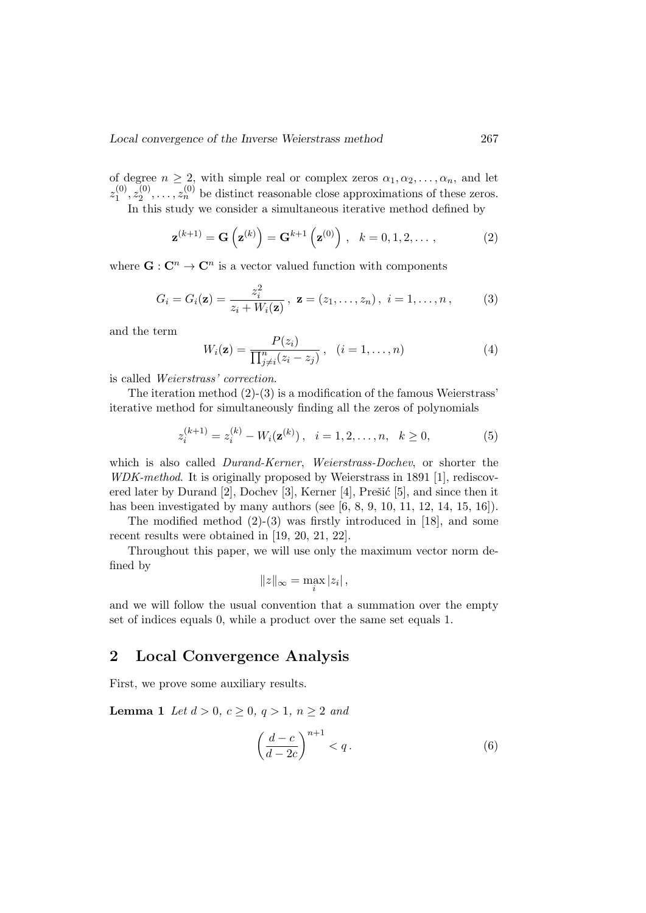of degree $n \geq 2$, with simple real or complex zeros $\alpha_1, \alpha_2, \ldots, \alpha_n$, and let $z_1^{(0)}, z_2^{(0)}, \ldots, z_n^{(0)}$ be distinct reasonable close approximations of these zeros.

In this study we consider a simultaneous iterative method defined by

$$\mathbf{z}^{(k+1)} = \mathbf{G}\left(\mathbf{z}^{(k)}\right) = \mathbf{G}^{k+1}\left(\mathbf{z}^{(0)}\right), \quad k = 0, 1, 2, \ldots, \tag{2}$$

where $\mathbf{G} : \mathbf{C}^n \to \mathbf{C}^n$ is a vector valued function with components

$$G_i = G_i(\mathbf{z}) = \frac{z_i^2}{z_i + W_i(\mathbf{z})}, \ \mathbf{z} = (z_1, \ldots, z_n), \ i = 1, \ldots, n, \tag{3}$$

and the term

$$W_i(\mathbf{z}) = \frac{P(z_i)}{\prod_{j \neq i}^{n}(z_i - z_j)}, \quad (i = 1, \ldots, n) \tag{4}$$

is called *Weierstrass' correction*.

The iteration method (2)-(3) is a modification of the famous Weierstrass' iterative method for simultaneously finding all the zeros of polynomials

$$z_i^{(k+1)} = z_i^{(k)} - W_i(\mathbf{z}^{(k)}), \quad i = 1, 2, \ldots, n, \quad k \geq 0, \tag{5}$$

which is also called *Durand-Kerner*, *Weierstrass-Dochev*, or shorter the *WDK-method*. It is originally proposed by Weierstrass in 1891 [1], rediscovered later by Durand [2], Dochev [3], Kerner [4], Prešić [5], and since then it has been investigated by many authors (see [6, 8, 9, 10, 11, 12, 14, 15, 16]).

The modified method (2)-(3) was firstly introduced in [18], and some recent results were obtained in [19, 20, 21, 22].

Throughout this paper, we will use only the maximum vector norm defined by

$$\|z\|_\infty = \max_i |z_i|,$$

and we will follow the usual convention that a summation over the empty set of indices equals 0, while a product over the same set equals 1.

## 2 Local Convergence Analysis

First, we prove some auxiliary results.

**Lemma 1** *Let $d > 0$, $c \geq 0$, $q > 1$, $n \geq 2$ and*

$$\left(\frac{d - c}{d - 2c}\right)^{n+1} < q. \tag{6}$$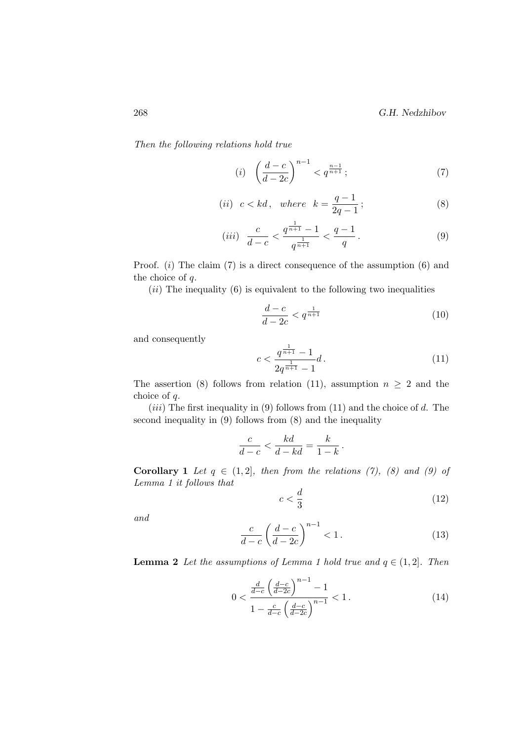*Then the following relations hold true*

$$(i) \quad \left(\frac{d-c}{d-2c}\right)^{n-1} < q^{\frac{n-1}{n+1}}\,; \tag{7}$$

$$(ii) \quad c < kd\,, \quad where \quad k = \frac{q-1}{2q-1}\,; \tag{8}$$

$$(iii) \quad \frac{c}{d-c} < \frac{q^{\frac{1}{n+1}}-1}{q^{\frac{1}{n+1}}} < \frac{q-1}{q}\,. \tag{9}$$

Proof. $(i)$ The claim (7) is a direct consequence of the assumption (6) and the choice of $q$.

$(ii)$ The inequality (6) is equivalent to the following two inequalities

$$\frac{d-c}{d-2c} < q^{\frac{1}{n+1}} \tag{10}$$

and consequently

$$c < \frac{q^{\frac{1}{n+1}}-1}{2q^{\frac{1}{n+1}}-1}d\,. \tag{11}$$

The assertion (8) follows from relation (11), assumption $n \geq 2$ and the choice of $q$.

$(iii)$ The first inequality in (9) follows from (11) and the choice of $d$. The second inequality in (9) follows from (8) and the inequality

$$\frac{c}{d-c} < \frac{kd}{d-kd} = \frac{k}{1-k}\,.$$

**Corollary 1** *Let $q \in (1, 2]$, then from the relations (7), (8) and (9) of Lemma 1 it follows that*

$$c < \frac{d}{3} \tag{12}$$

*and*

$$\frac{c}{d-c}\left(\frac{d-c}{d-2c}\right)^{n-1} < 1\,. \tag{13}$$

**Lemma 2** *Let the assumptions of Lemma 1 hold true and $q \in (1, 2]$. Then*

$$0 < \frac{\frac{d}{d-c}\left(\frac{d-c}{d-2c}\right)^{n-1} - 1}{1 - \frac{c}{d-c}\left(\frac{d-c}{d-2c}\right)^{n-1}} < 1\,. \tag{14}$$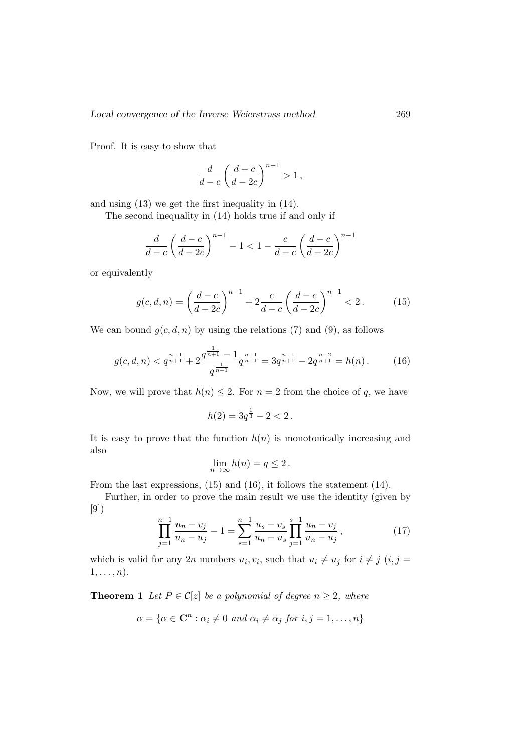Proof. It is easy to show that

$$\frac{d}{d-c}\left(\frac{d-c}{d-2c}\right)^{n-1} > 1\,,$$

and using (13) we get the first inequality in (14).

The second inequality in (14) holds true if and only if

$$\frac{d}{d-c}\left(\frac{d-c}{d-2c}\right)^{n-1} - 1 < 1 - \frac{c}{d-c}\left(\frac{d-c}{d-2c}\right)^{n-1}$$

or equivalently

$$g(c,d,n) = \left(\frac{d-c}{d-2c}\right)^{n-1} + 2\frac{c}{d-c}\left(\frac{d-c}{d-2c}\right)^{n-1} < 2\,. \tag{15}$$

We can bound $g(c,d,n)$ by using the relations (7) and (9), as follows

$$g(c,d,n) < q^{\frac{n-1}{n+1}} + 2\frac{q^{\frac{1}{n+1}}-1}{q^{\frac{1}{n+1}}}q^{\frac{n-1}{n+1}} = 3q^{\frac{n-1}{n+1}} - 2q^{\frac{n-2}{n+1}} = h(n)\,. \tag{16}$$

Now, we will prove that $h(n) \leq 2$. For $n = 2$ from the choice of $q$, we have

$$h(2) = 3q^{\frac{1}{3}} - 2 < 2\,.$$

It is easy to prove that the function $h(n)$ is monotonically increasing and also

$$\lim_{n\to\infty} h(n) = q \leq 2\,.$$

From the last expressions, (15) and (16), it follows the statement (14).

Further, in order to prove the main result we use the identity (given by [9])

$$\prod_{j=1}^{n-1}\frac{u_n - v_j}{u_n - u_j} - 1 = \sum_{s=1}^{n-1}\frac{u_s - v_s}{u_n - u_s}\prod_{j=1}^{s-1}\frac{u_n - v_j}{u_n - u_j}\,, \tag{17}$$

which is valid for any $2n$ numbers $u_i, v_i$, such that $u_i \neq u_j$ for $i \neq j$ ($i, j = 1, \ldots, n$).

**Theorem 1** *Let $P \in \mathcal{C}[z]$ be a polynomial of degree $n \geq 2$, where*

$$\alpha = \{\alpha \in \mathbf{C}^n : \alpha_i \neq 0 \text{ and } \alpha_i \neq \alpha_j \text{ for } i, j = 1, \ldots, n\}$$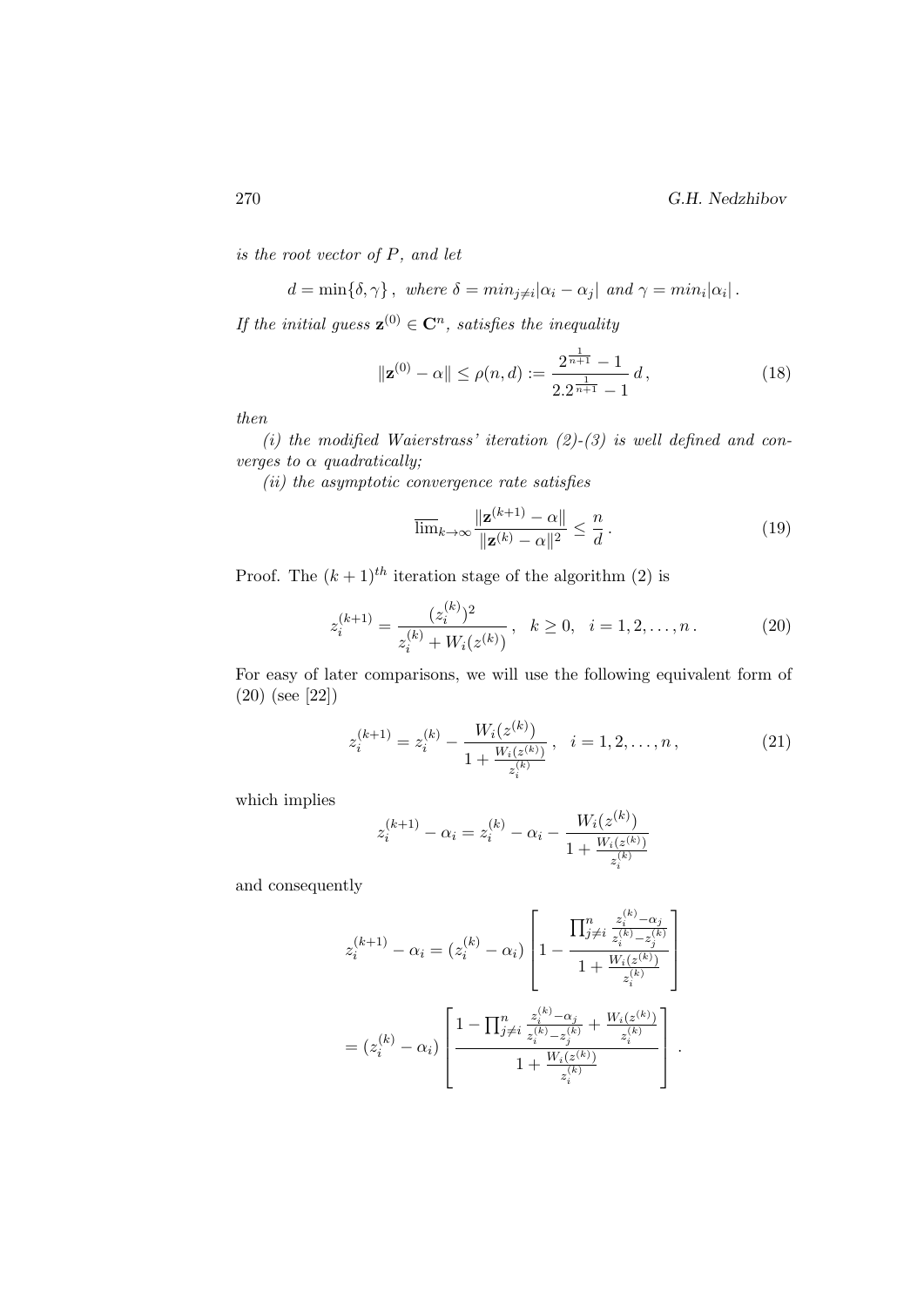*is the root vector of $P$, and let*

$$d = \min\{\delta, \gamma\}\,, \ \textit{where} \ \delta = min_{j\neq i}|\alpha_i - \alpha_j| \ \textit{and} \ \gamma = min_i|\alpha_i|\,.$$

*If the initial guess $\mathbf{z}^{(0)} \in \mathbf{C}^n$, satisfies the inequality*

$$\|\mathbf{z}^{(0)} - \alpha\| \leq \rho(n,d) := \frac{2^{\frac{1}{n+1}} - 1}{2.2^{\frac{1}{n+1}} - 1}\, d\,, \tag{18}$$

*then*

*(i) the modified Waierstrass' iteration (2)-(3) is well defined and converges to $\alpha$ quadratically;*

*(ii) the asymptotic convergence rate satisfies*

$$\overline{\lim}_{k\to\infty} \frac{\|\mathbf{z}^{(k+1)} - \alpha\|}{\|\mathbf{z}^{(k)} - \alpha\|^2} \leq \frac{n}{d}\,. \tag{19}$$

Proof. The $(k+1)^{th}$ iteration stage of the algorithm (2) is

$$z_i^{(k+1)} = \frac{(z_i^{(k)})^2}{z_i^{(k)} + W_i(z^{(k)})}\,, \quad k \geq 0, \quad i = 1, 2, \ldots, n\,. \tag{20}$$

For easy of later comparisons, we will use the following equivalent form of (20) (see [22])

$$z_i^{(k+1)} = z_i^{(k)} - \frac{W_i(z^{(k)})}{1 + \frac{W_i(z^{(k)})}{z_i^{(k)}}}\,, \quad i = 1, 2, \ldots, n\,, \tag{21}$$

which implies

$$z_i^{(k+1)} - \alpha_i = z_i^{(k)} - \alpha_i - \frac{W_i(z^{(k)})}{1 + \frac{W_i(z^{(k)})}{z_i^{(k)}}}$$

and consequently

$$z_i^{(k+1)} - \alpha_i = (z_i^{(k)} - \alpha_i)\left[1 - \frac{\prod_{j\neq i}^n \frac{z_i^{(k)} - \alpha_j}{z_i^{(k)} - z_j^{(k)}}}{1 + \frac{W_i(z^{(k)})}{z_i^{(k)}}}\right]$$

$$= (z_i^{(k)} - \alpha_i)\left[\frac{1 - \prod_{j\neq i}^n \frac{z_i^{(k)} - \alpha_j}{z_i^{(k)} - z_j^{(k)}} + \frac{W_i(z^{(k)})}{z_i^{(k)}}}{1 + \frac{W_i(z^{(k)})}{z_i^{(k)}}}\right].$$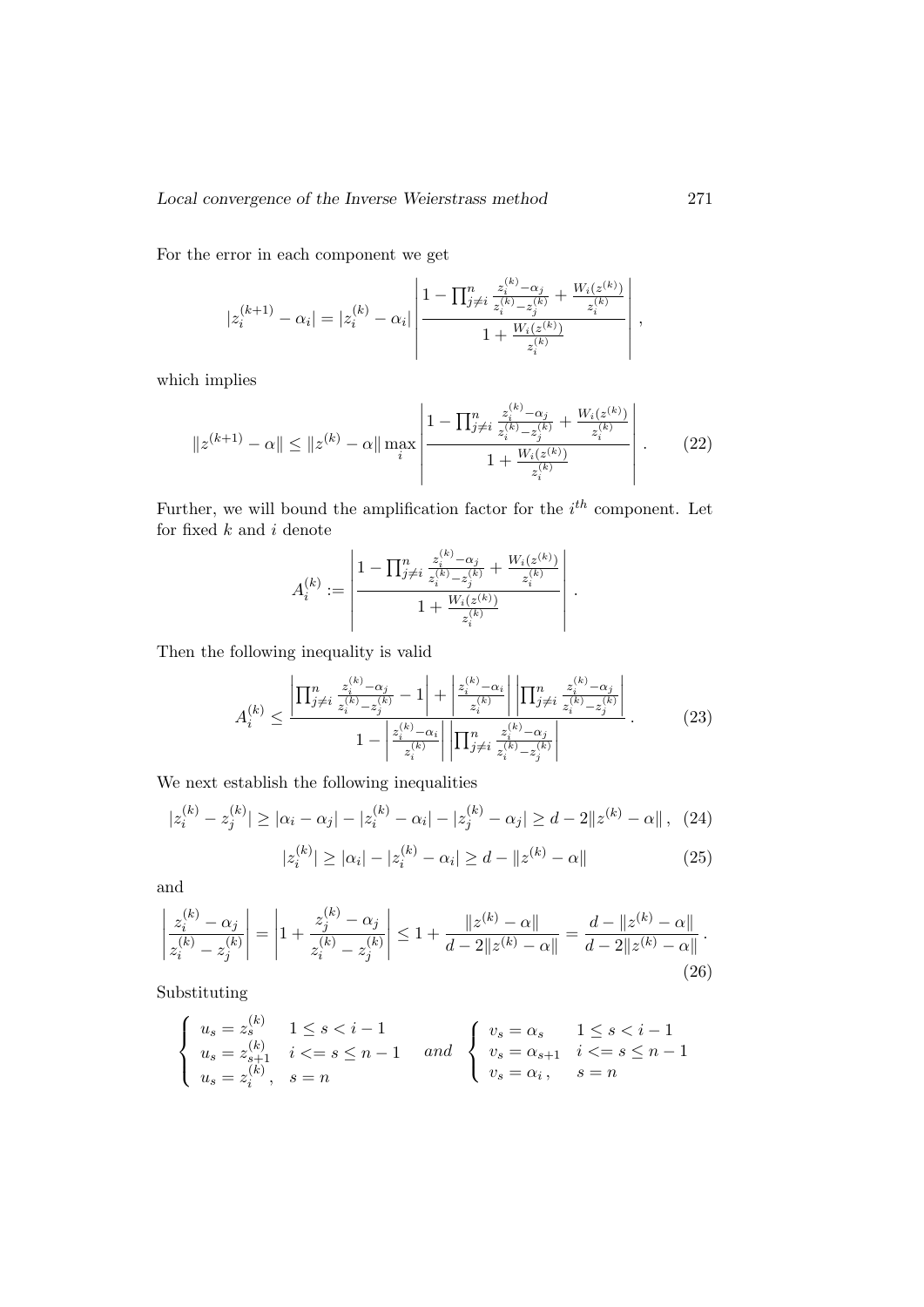For the error in each component we get

$$|z_i^{(k+1)} - \alpha_i| = |z_i^{(k)} - \alpha_i| \left| \frac{1 - \prod_{j \neq i}^n \frac{z_i^{(k)} - \alpha_j}{z_i^{(k)} - z_j^{(k)}} + \frac{W_i(z^{(k)})}{z_i^{(k)}}}{1 + \frac{W_i(z^{(k)})}{z_i^{(k)}}} \right|,$$

which implies

$$\|z^{(k+1)} - \alpha\| \leq \|z^{(k)} - \alpha\| \max_i \left| \frac{1 - \prod_{j \neq i}^n \frac{z_i^{(k)} - \alpha_j}{z_i^{(k)} - z_j^{(k)}} + \frac{W_i(z^{(k)})}{z_i^{(k)}}}{1 + \frac{W_i(z^{(k)})}{z_i^{(k)}}} \right|. \tag{22}$$

Further, we will bound the amplification factor for the $i^{th}$ component. Let for fixed $k$ and $i$ denote

$$A_i^{(k)} := \left| \frac{1 - \prod_{j \neq i}^n \frac{z_i^{(k)} - \alpha_j}{z_i^{(k)} - z_j^{(k)}} + \frac{W_i(z^{(k)})}{z_i^{(k)}}}{1 + \frac{W_i(z^{(k)})}{z_i^{(k)}}} \right|.$$

Then the following inequality is valid

$$A_i^{(k)} \leq \frac{\left| \prod_{j \neq i}^n \frac{z_i^{(k)} - \alpha_j}{z_i^{(k)} - z_j^{(k)}} - 1 \right| + \left| \frac{z_i^{(k)} - \alpha_i}{z_i^{(k)}} \right| \left| \prod_{j \neq i}^n \frac{z_i^{(k)} - \alpha_j}{z_i^{(k)} - z_j^{(k)}} \right|}{1 - \left| \frac{z_i^{(k)} - \alpha_i}{z_i^{(k)}} \right| \left| \prod_{j \neq i}^n \frac{z_i^{(k)} - \alpha_j}{z_i^{(k)} - z_j^{(k)}} \right|}. \tag{23}$$

We next establish the following inequalities

$$|z_i^{(k)} - z_j^{(k)}| \geq |\alpha_i - \alpha_j| - |z_i^{(k)} - \alpha_i| - |z_j^{(k)} - \alpha_j| \geq d - 2\|z^{(k)} - \alpha\|, \tag{24}$$

$$|z_i^{(k)}| \geq |\alpha_i| - |z_i^{(k)} - \alpha_i| \geq d - \|z^{(k)} - \alpha\| \tag{25}$$

and

$$\left| \frac{z_i^{(k)} - \alpha_j}{z_i^{(k)} - z_j^{(k)}} \right| = \left| 1 + \frac{z_j^{(k)} - \alpha_j}{z_i^{(k)} - z_j^{(k)}} \right| \leq 1 + \frac{\|z^{(k)} - \alpha\|}{d - 2\|z^{(k)} - \alpha\|} = \frac{d - \|z^{(k)} - \alpha\|}{d - 2\|z^{(k)} - \alpha\|}. \tag{26}$$

Substituting

$$\begin{cases} u_s = z_s^{(k)} & 1 \leq s < i-1 \\ u_s = z_{s+1}^{(k)} & i <= s \leq n-1 \\ u_s = z_i^{(k)}, & s = n \end{cases} \quad and \quad \begin{cases} v_s = \alpha_s & 1 \leq s < i-1 \\ v_s = \alpha_{s+1} & i <= s \leq n-1 \\ v_s = \alpha_i, & s = n \end{cases}$$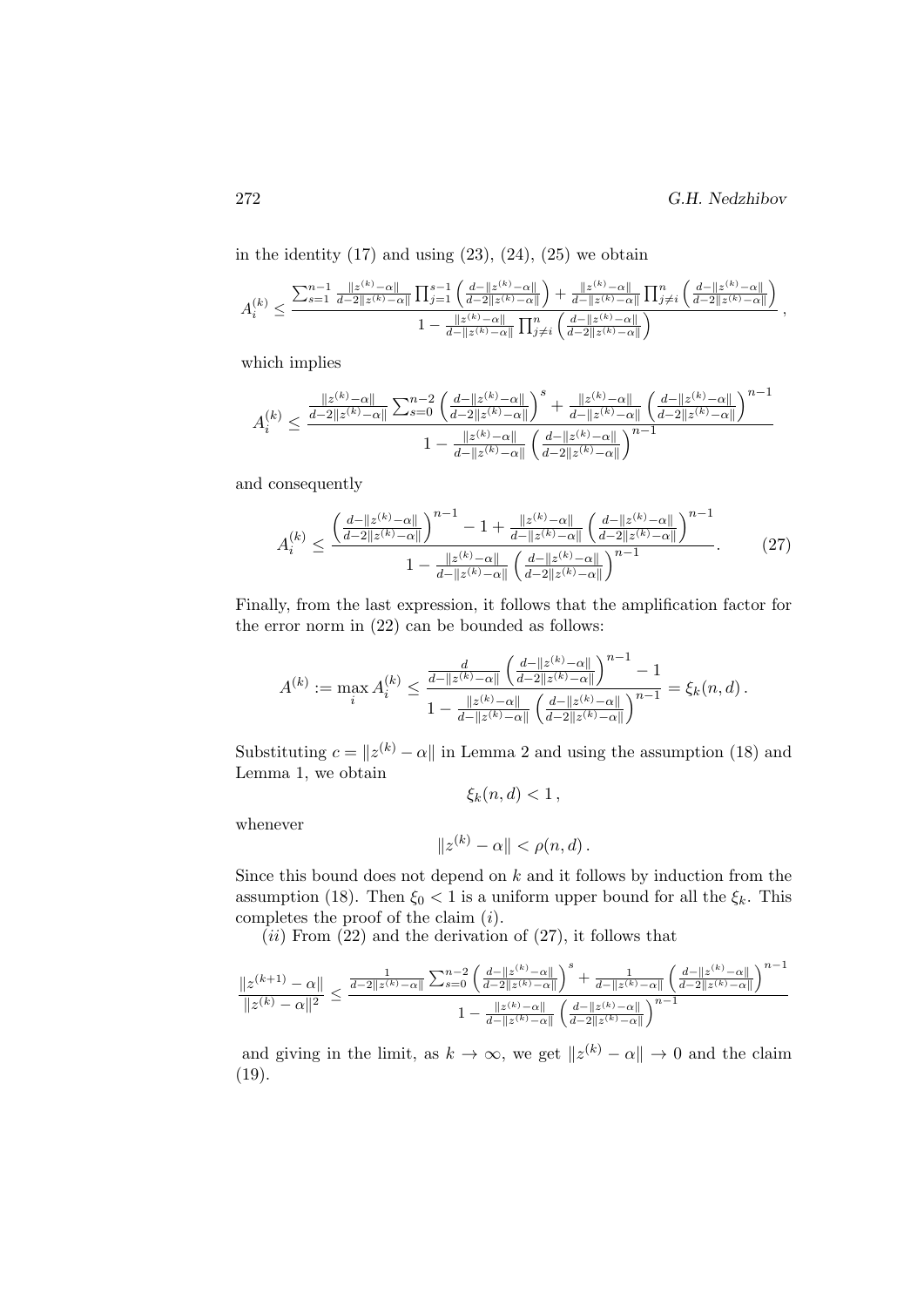in the identity (17) and using (23), (24), (25) we obtain

$$A_i^{(k)} \leq \frac{\sum_{s=1}^{n-1} \frac{\|z^{(k)}-\alpha\|}{d-2\|z^{(k)}-\alpha\|} \prod_{j=1}^{s-1}\left(\frac{d-\|z^{(k)}-\alpha\|}{d-2\|z^{(k)}-\alpha\|}\right) + \frac{\|z^{(k)}-\alpha\|}{d-\|z^{(k)}-\alpha\|} \prod_{j\neq i}^{n}\left(\frac{d-\|z^{(k)}-\alpha\|}{d-2\|z^{(k)}-\alpha\|}\right)}{1-\frac{\|z^{(k)}-\alpha\|}{d-\|z^{(k)}-\alpha\|} \prod_{j\neq i}^{n}\left(\frac{d-\|z^{(k)}-\alpha\|}{d-2\|z^{(k)}-\alpha\|}\right)},$$

which implies

$$A_i^{(k)} \leq \frac{\frac{\|z^{(k)}-\alpha\|}{d-2\|z^{(k)}-\alpha\|} \sum_{s=0}^{n-2}\left(\frac{d-\|z^{(k)}-\alpha\|}{d-2\|z^{(k)}-\alpha\|}\right)^{s} + \frac{\|z^{(k)}-\alpha\|}{d-\|z^{(k)}-\alpha\|}\left(\frac{d-\|z^{(k)}-\alpha\|}{d-2\|z^{(k)}-\alpha\|}\right)^{n-1}}{1-\frac{\|z^{(k)}-\alpha\|}{d-\|z^{(k)}-\alpha\|}\left(\frac{d-\|z^{(k)}-\alpha\|}{d-2\|z^{(k)}-\alpha\|}\right)^{n-1}}$$

and consequently

$$A_i^{(k)} \leq \frac{\left(\frac{d-\|z^{(k)}-\alpha\|}{d-2\|z^{(k)}-\alpha\|}\right)^{n-1} - 1 + \frac{\|z^{(k)}-\alpha\|}{d-\|z^{(k)}-\alpha\|}\left(\frac{d-\|z^{(k)}-\alpha\|}{d-2\|z^{(k)}-\alpha\|}\right)^{n-1}}{1-\frac{\|z^{(k)}-\alpha\|}{d-\|z^{(k)}-\alpha\|}\left(\frac{d-\|z^{(k)}-\alpha\|}{d-2\|z^{(k)}-\alpha\|}\right)^{n-1}}. \tag{27}$$

Finally, from the last expression, it follows that the amplification factor for the error norm in (22) can be bounded as follows:

$$A^{(k)} := \max_i A_i^{(k)} \leq \frac{\frac{d}{d-\|z^{(k)}-\alpha\|}\left(\frac{d-\|z^{(k)}-\alpha\|}{d-2\|z^{(k)}-\alpha\|}\right)^{n-1} - 1}{1-\frac{\|z^{(k)}-\alpha\|}{d-\|z^{(k)}-\alpha\|}\left(\frac{d-\|z^{(k)}-\alpha\|}{d-2\|z^{(k)}-\alpha\|}\right)^{n-1}} = \xi_k(n,d)\,.$$

Substituting $c = \|z^{(k)} - \alpha\|$ in Lemma 2 and using the assumption (18) and Lemma 1, we obtain

$$\xi_k(n,d) < 1\,,$$

whenever

$$\|z^{(k)} - \alpha\| < \rho(n,d)\,.$$

Since this bound does not depend on $k$ and it follows by induction from the assumption (18). Then $\xi_0 < 1$ is a uniform upper bound for all the $\xi_k$. This completes the proof of the claim $(i)$.

$(ii)$ From (22) and the derivation of (27), it follows that

$$\frac{\|z^{(k+1)}-\alpha\|}{\|z^{(k)}-\alpha\|^2} \leq \frac{\frac{1}{d-2\|z^{(k)}-\alpha\|} \sum_{s=0}^{n-2}\left(\frac{d-\|z^{(k)}-\alpha\|}{d-2\|z^{(k)}-\alpha\|}\right)^{s} + \frac{1}{d-\|z^{(k)}-\alpha\|}\left(\frac{d-\|z^{(k)}-\alpha\|}{d-2\|z^{(k)}-\alpha\|}\right)^{n-1}}{1-\frac{\|z^{(k)}-\alpha\|}{d-\|z^{(k)}-\alpha\|}\left(\frac{d-\|z^{(k)}-\alpha\|}{d-2\|z^{(k)}-\alpha\|}\right)^{n-1}}$$

and giving in the limit, as $k \to \infty$, we get $\|z^{(k)} - \alpha\| \to 0$ and the claim (19).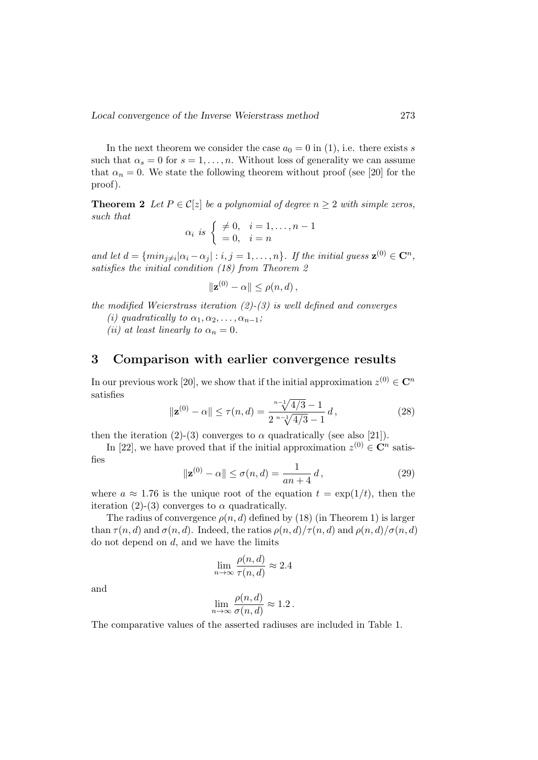In the next theorem we consider the case $a_0 = 0$ in (1), i.e. there exists $s$ such that $\alpha_s = 0$ for $s = 1, \ldots, n$. Without loss of generality we can assume that $\alpha_n = 0$. We state the following theorem without proof (see [20] for the proof).

**Theorem 2** *Let $P \in \mathcal{C}[z]$ be a polynomial of degree $n \geq 2$ with simple zeros, such that*

$$\alpha_i \text{ is } \begin{cases} \neq 0, & i = 1, \ldots, n-1 \\ = 0, & i = n \end{cases}$$

*and let $d = \{min_{j \neq i} |\alpha_i - \alpha_j| : i, j = 1, \ldots, n\}$. If the initial guess $\mathbf{z}^{(0)} \in \mathbf{C}^n$, satisfies the initial condition (18) from Theorem 2*

$$\|\mathbf{z}^{(0)} - \alpha\| \leq \rho(n, d)\,,$$

*the modified Weierstrass iteration (2)-(3) is well defined and converges*

*(i) quadratically to $\alpha_1, \alpha_2, \ldots, \alpha_{n-1}$;*

*(ii) at least linearly to $\alpha_n = 0$.*

## 3 Comparison with earlier convergence results

In our previous work [20], we show that if the initial approximation $z^{(0)} \in \mathbf{C}^n$ satisfies

$$\|\mathbf{z}^{(0)} - \alpha\| \leq \tau(n, d) = \frac{\sqrt[n-1]{4/3} - 1}{2\,\sqrt[n-1]{4/3} - 1}\, d\,, \tag{28}$$

then the iteration (2)-(3) converges to $\alpha$ quadratically (see also [21]).

In [22], we have proved that if the initial approximation $z^{(0)} \in \mathbf{C}^n$ satisfies

$$\|\mathbf{z}^{(0)} - \alpha\| \leq \sigma(n, d) = \frac{1}{an + 4}\, d\,, \tag{29}$$

where $a \approx 1.76$ is the unique root of the equation $t = \exp(1/t)$, then the iteration (2)-(3) converges to $\alpha$ quadratically.

The radius of convergence $\rho(n, d)$ defined by (18) (in Theorem 1) is larger than $\tau(n, d)$ and $\sigma(n, d)$. Indeed, the ratios $\rho(n, d)/\tau(n, d)$ and $\rho(n, d)/\sigma(n, d)$ do not depend on $d$, and we have the limits

$$\lim_{n \to \infty} \frac{\rho(n, d)}{\tau(n, d)} \approx 2.4$$

and

$$\lim_{n \to \infty} \frac{\rho(n, d)}{\sigma(n, d)} \approx 1.2\,.$$

The comparative values of the asserted radiuses are included in Table 1.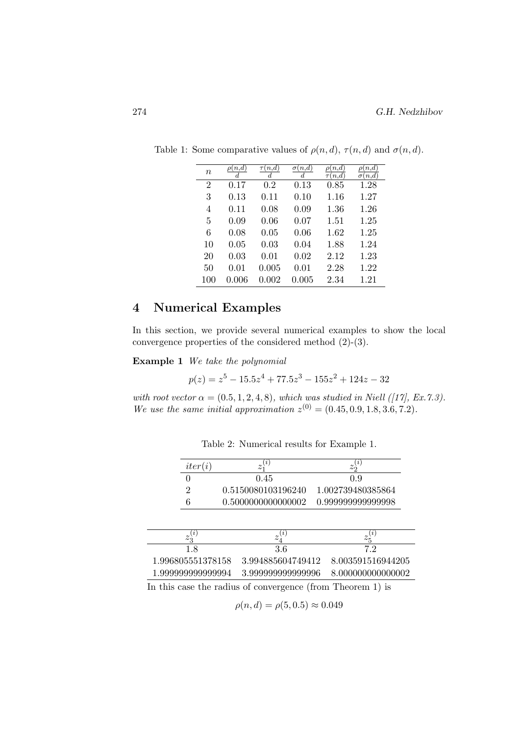Table 1: Some comparative values of $\rho(n,d)$, $\tau(n,d)$ and $\sigma(n,d)$.

| $n$ | $\frac{\rho(n,d)}{d}$ | $\frac{\tau(n,d)}{d}$ | $\frac{\sigma(n,d)}{d}$ | $\frac{\rho(n,d)}{\tau(n,d)}$ | $\frac{\rho(n,d)}{\sigma(n,d)}$ |
|---|---|---|---|---|---|
| 2 | 0.17 | 0.2 | 0.13 | 0.85 | 1.28 |
| 3 | 0.13 | 0.11 | 0.10 | 1.16 | 1.27 |
| 4 | 0.11 | 0.08 | 0.09 | 1.36 | 1.26 |
| 5 | 0.09 | 0.06 | 0.07 | 1.51 | 1.25 |
| 6 | 0.08 | 0.05 | 0.06 | 1.62 | 1.25 |
| 10 | 0.05 | 0.03 | 0.04 | 1.88 | 1.24 |
| 20 | 0.03 | 0.01 | 0.02 | 2.12 | 1.23 |
| 50 | 0.01 | 0.005 | 0.01 | 2.28 | 1.22 |
| 100 | 0.006 | 0.002 | 0.005 | 2.34 | 1.21 |

# 4 Numerical Examples

In this section, we provide several numerical examples to show the local convergence properties of the considered method (2)-(3).

**Example 1** *We take the polynomial*

$$p(z) = z^5 - 15.5z^4 + 77.5z^3 - 155z^2 + 124z - 32$$

*with root vector* $\alpha = (0.5, 1, 2, 4, 8)$*, which was studied in Niell ([17], Ex.7.3). We use the same initial approximation* $z^{(0)} = (0.45, 0.9, 1.8, 3.6, 7.2)$.

Table 2: Numerical results for Example 1.

| $iter(i)$ | $z_1^{(i)}$ | $z_2^{(i)}$ | $z_3^{(i)}$ | $z_4^{(i)}$ | $z_5^{(i)}$ |
|---|---|---|---|---|---|
| 0 | 0.45 | 0.9 | 1.8 | 3.6 | 7.2 |
| 2 | 0.5150080103196240 | 1.002739480385864 | 1.996805551378158 | 3.994885604749412 | 8.003591516944205 |
| 6 | 0.5000000000000002 | 0.999999999999998 | 1.999999999999994 | 3.999999999999996 | 8.000000000000002 |

In this case the radius of convergence (from Theorem 1) is

$$\rho(n,d) = \rho(5, 0.5) \approx 0.049$$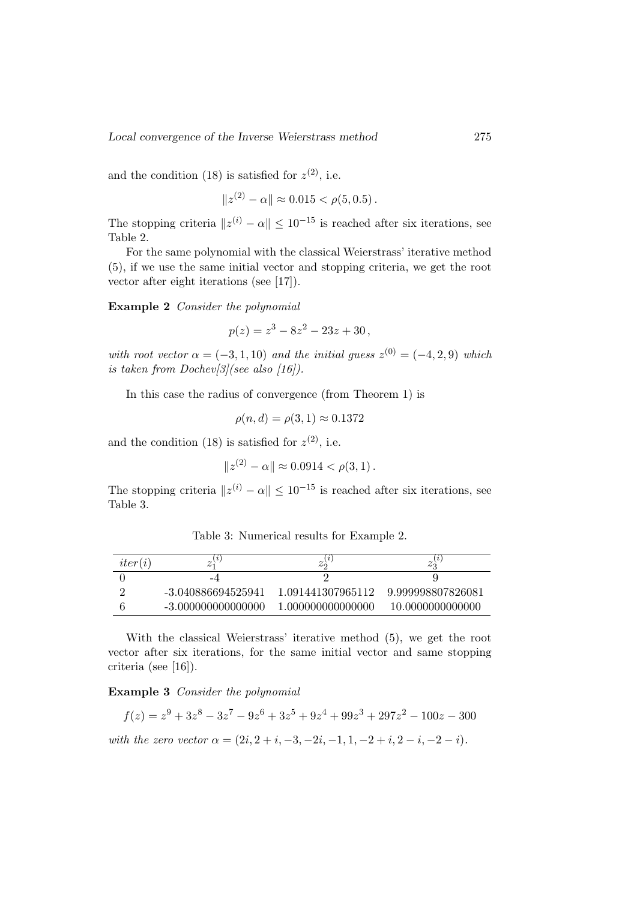and the condition (18) is satisfied for $z^{(2)}$, i.e.

$$\|z^{(2)} - \alpha\| \approx 0.015 < \rho(5, 0.5)\,.$$

The stopping criteria $\|z^{(i)} - \alpha\| \leq 10^{-15}$ is reached after six iterations, see Table 2.

For the same polynomial with the classical Weierstrass' iterative method (5), if we use the same initial vector and stopping criteria, we get the root vector after eight iterations (see [17]).

**Example 2** *Consider the polynomial*

$$p(z) = z^3 - 8z^2 - 23z + 30\,,$$

*with root vector* $\alpha = (-3, 1, 10)$ *and the initial guess* $z^{(0)} = (-4, 2, 9)$ *which is taken from Dochev[3](see also [16]).*

In this case the radius of convergence (from Theorem 1) is

$$\rho(n, d) = \rho(3, 1) \approx 0.1372$$

and the condition (18) is satisfied for $z^{(2)}$, i.e.

$$\|z^{(2)} - \alpha\| \approx 0.0914 < \rho(3, 1)\,.$$

The stopping criteria $\|z^{(i)} - \alpha\| \leq 10^{-15}$ is reached after six iterations, see Table 3.

Table 3: Numerical results for Example 2.

| $iter(i)$ | $z_1^{(i)}$ | $z_2^{(i)}$ | $z_3^{(i)}$ |
|---|---|---|---|
| 0 | -4 | 2 | 9 |
| 2 | -3.040886694525941 | 1.091441307965112 | 9.999998807826081 |
| 6 | -3.000000000000000 | 1.000000000000000 | 10.0000000000000 |

With the classical Weierstrass' iterative method (5), we get the root vector after six iterations, for the same initial vector and same stopping criteria (see [16]).

**Example 3** *Consider the polynomial*

$$f(z) = z^9 + 3z^8 - 3z^7 - 9z^6 + 3z^5 + 9z^4 + 99z^3 + 297z^2 - 100z - 300$$

*with the zero vector* $\alpha = (2i, 2+i, -3, -2i, -1, 1, -2+i, 2-i, -2-i)$.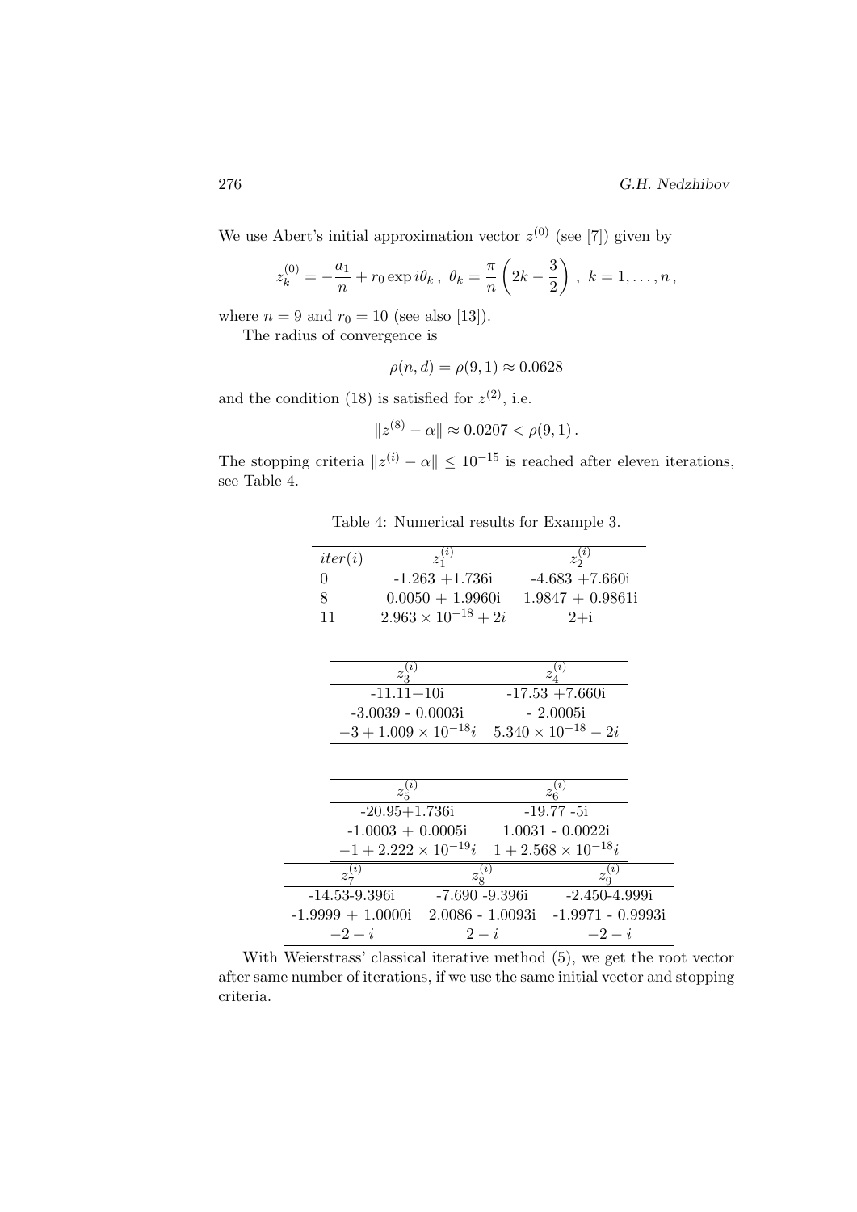We use Abert's initial approximation vector $z^{(0)}$ (see [7]) given by

$$z_k^{(0)} = -\frac{a_1}{n} + r_0 \exp i\theta_k \,,\ \theta_k = \frac{\pi}{n}\left(2k - \frac{3}{2}\right)\,,\ k = 1, \ldots, n\,,$$

where $n = 9$ and $r_0 = 10$ (see also [13]).

The radius of convergence is

$$\rho(n, d) = \rho(9, 1) \approx 0.0628$$

and the condition (18) is satisfied for $z^{(2)}$, i.e.

$$\|z^{(8)} - \alpha\| \approx 0.0207 < \rho(9, 1)\,.$$

The stopping criteria $\|z^{(i)} - \alpha\| \leq 10^{-15}$ is reached after eleven iterations, see Table 4.

Table 4: Numerical results for Example 3.

| $iter(i)$ | $z_1^{(i)}$ | $z_2^{(i)}$ |
|---|---|---|
| 0 | -1.263 +1.736i | -4.683 +7.660i |
| 8 | 0.0050 + 1.9960i | 1.9847 + 0.9861i |
| 11 | $2.963 \times 10^{-18} + 2i$ | 2+i |

| $z_3^{(i)}$ | $z_4^{(i)}$ |
|---|---|
| -11.11+10i | -17.53 +7.660i |
| -3.0039 - 0.0003i | - 2.0005i |
| $-3 + 1.009 \times 10^{-18}i$ | $5.340 \times 10^{-18} - 2i$ |

| $z_5^{(i)}$ | $z_6^{(i)}$ |
|---|---|
| -20.95+1.736i | -19.77 -5i |
| -1.0003 + 0.0005i | 1.0031 - 0.0022i |
| $-1 + 2.222 \times 10^{-19}i$ | $1 + 2.568 \times 10^{-18}i$ |

| $z_7^{(i)}$ | $z_8^{(i)}$ | $z_9^{(i)}$ |
|---|---|---|
| -14.53-9.396i | -7.690 -9.396i | -2.450-4.999i |
| -1.9999 + 1.0000i | 2.0086 - 1.0093i | -1.9971 - 0.9993i |
| $-2 + i$ | $2 - i$ | $-2 - i$ |

With Weierstrass' classical iterative method (5), we get the root vector after same number of iterations, if we use the same initial vector and stopping criteria.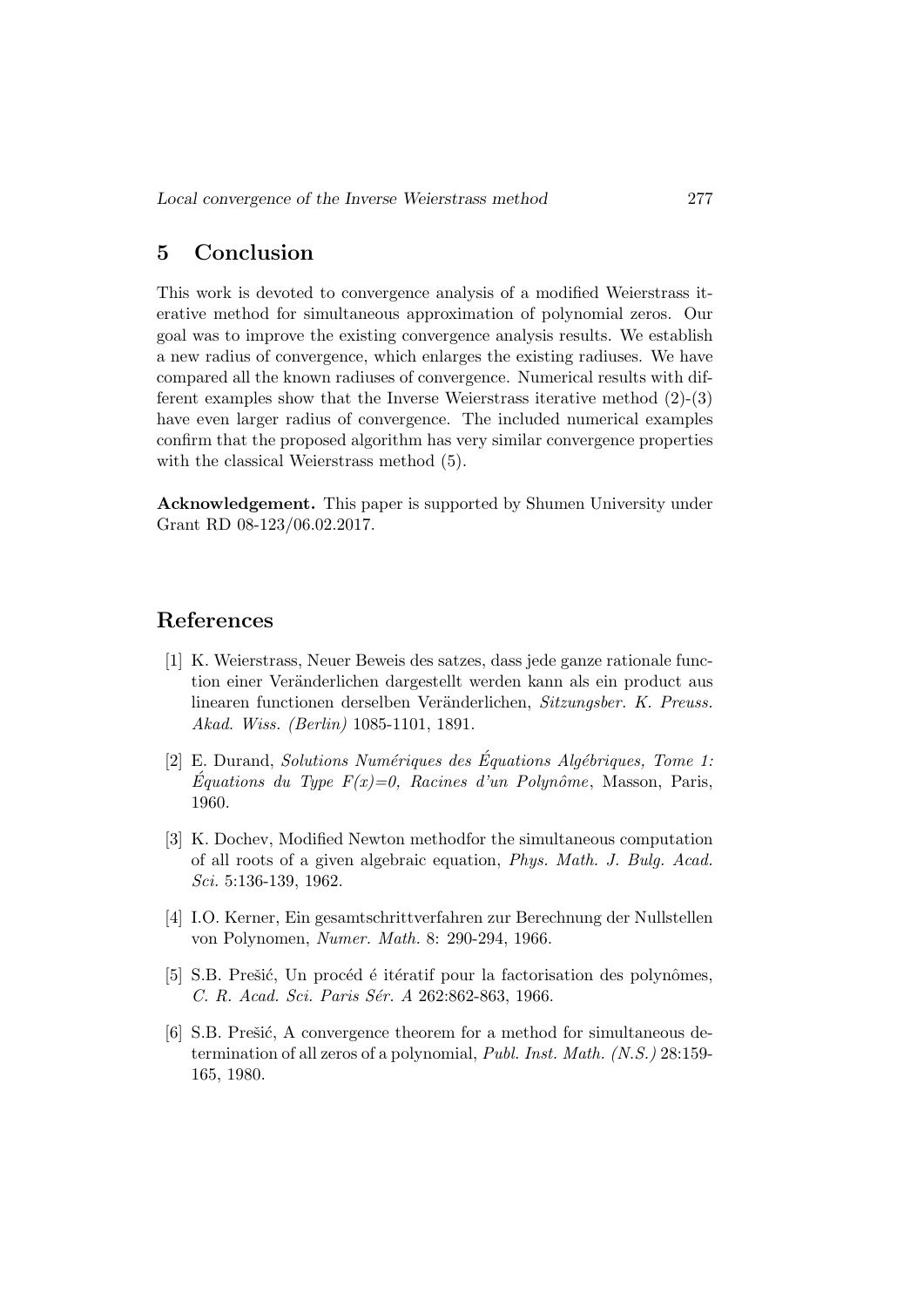## 5 Conclusion

This work is devoted to convergence analysis of a modified Weierstrass iterative method for simultaneous approximation of polynomial zeros. Our goal was to improve the existing convergence analysis results. We establish a new radius of convergence, which enlarges the existing radiuses. We have compared all the known radiuses of convergence. Numerical results with different examples show that the Inverse Weierstrass iterative method (2)-(3) have even larger radius of convergence. The included numerical examples confirm that the proposed algorithm has very similar convergence properties with the classical Weierstrass method (5).

**Acknowledgement.** This paper is supported by Shumen University under Grant RD 08-123/06.02.2017.

## References

[1] K. Weierstrass, Neuer Beweis des satzes, dass jede ganze rationale function einer Veränderlichen dargestellt werden kann als ein product aus linearen functionen derselben Veränderlichen, *Sitzungsber. K. Preuss. Akad. Wiss. (Berlin)* 1085-1101, 1891.

[2] E. Durand, *Solutions Numériques des Équations Algébriques, Tome 1: Équations du Type F(x)=0, Racines d'un Polynôme*, Masson, Paris, 1960.

[3] K. Dochev, Modified Newton methodfor the simultaneous computation of all roots of a given algebraic equation, *Phys. Math. J. Bulg. Acad. Sci.* 5:136-139, 1962.

[4] I.O. Kerner, Ein gesamtschrittverfahren zur Berechnung der Nullstellen von Polynomen, *Numer. Math.* 8: 290-294, 1966.

[5] S.B. Prešić, Un procéd é itératif pour la factorisation des polynômes, *C. R. Acad. Sci. Paris Sér. A* 262:862-863, 1966.

[6] S.B. Prešić, A convergence theorem for a method for simultaneous determination of all zeros of a polynomial, *Publ. Inst. Math. (N.S.)* 28:159-165, 1980.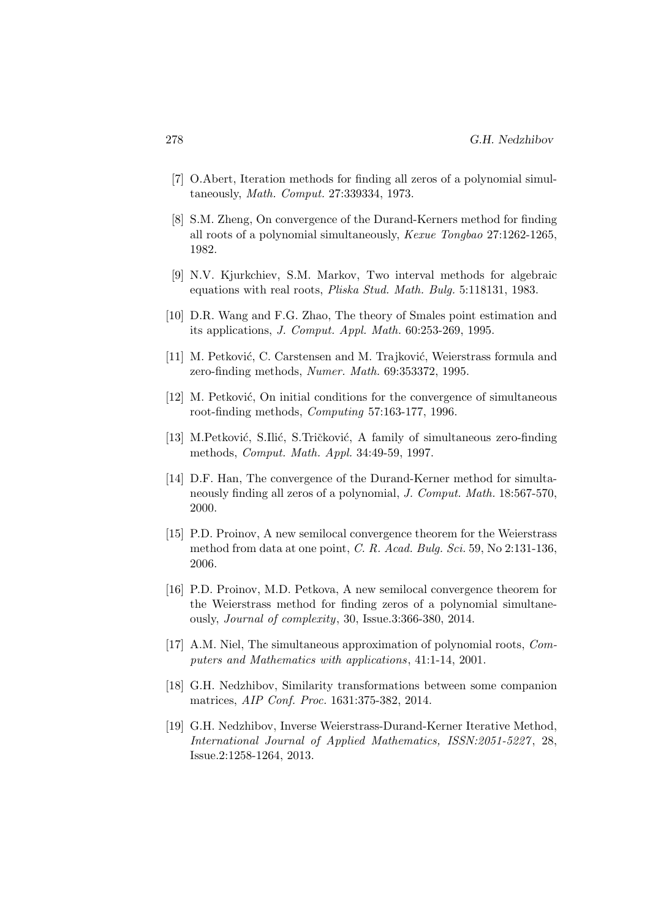[7] O.Abert, Iteration methods for finding all zeros of a polynomial simultaneously, *Math. Comput.* 27:339334, 1973.

[8] S.M. Zheng, On convergence of the Durand-Kerners method for finding all roots of a polynomial simultaneously, *Kexue Tongbao* 27:1262-1265, 1982.

[9] N.V. Kjurkchiev, S.M. Markov, Two interval methods for algebraic equations with real roots, *Pliska Stud. Math. Bulg.* 5:118131, 1983.

[10] D.R. Wang and F.G. Zhao, The theory of Smales point estimation and its applications, *J. Comput. Appl. Math.* 60:253-269, 1995.

[11] M. Petković, C. Carstensen and M. Trajković, Weierstrass formula and zero-finding methods, *Numer. Math.* 69:353372, 1995.

[12] M. Petković, On initial conditions for the convergence of simultaneous root-finding methods, *Computing* 57:163-177, 1996.

[13] M.Petković, S.Ilić, S.Tričković, A family of simultaneous zero-finding methods, *Comput. Math. Appl.* 34:49-59, 1997.

[14] D.F. Han, The convergence of the Durand-Kerner method for simultaneously finding all zeros of a polynomial, *J. Comput. Math.* 18:567-570, 2000.

[15] P.D. Proinov, A new semilocal convergence theorem for the Weierstrass method from data at one point, *C. R. Acad. Bulg. Sci.* 59, No 2:131-136, 2006.

[16] P.D. Proinov, M.D. Petkova, A new semilocal convergence theorem for the Weierstrass method for finding zeros of a polynomial simultaneously, *Journal of complexity*, 30, Issue.3:366-380, 2014.

[17] A.M. Niel, The simultaneous approximation of polynomial roots, *Computers and Mathematics with applications*, 41:1-14, 2001.

[18] G.H. Nedzhibov, Similarity transformations between some companion matrices, *AIP Conf. Proc.* 1631:375-382, 2014.

[19] G.H. Nedzhibov, Inverse Weierstrass-Durand-Kerner Iterative Method, *International Journal of Applied Mathematics, ISSN:2051-5227*, 28, Issue.2:1258-1264, 2013.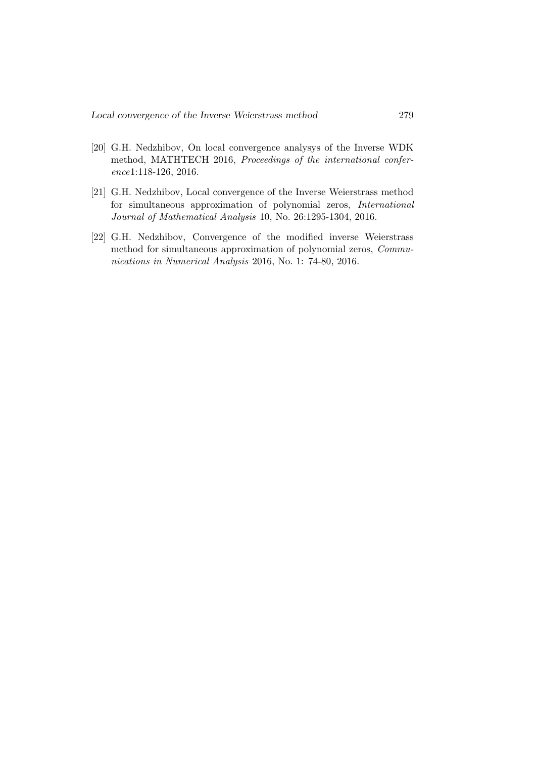[20] G.H. Nedzhibov, On local convergence analysys of the Inverse WDK method, MATHTECH 2016, *Proceedings of the international conference*1:118-126, 2016.

[21] G.H. Nedzhibov, Local convergence of the Inverse Weierstrass method for simultaneous approximation of polynomial zeros, *International Journal of Mathematical Analysis* 10, No. 26:1295-1304, 2016.

[22] G.H. Nedzhibov, Convergence of the modified inverse Weierstrass method for simultaneous approximation of polynomial zeros, *Communications in Numerical Analysis* 2016, No. 1: 74-80, 2016.